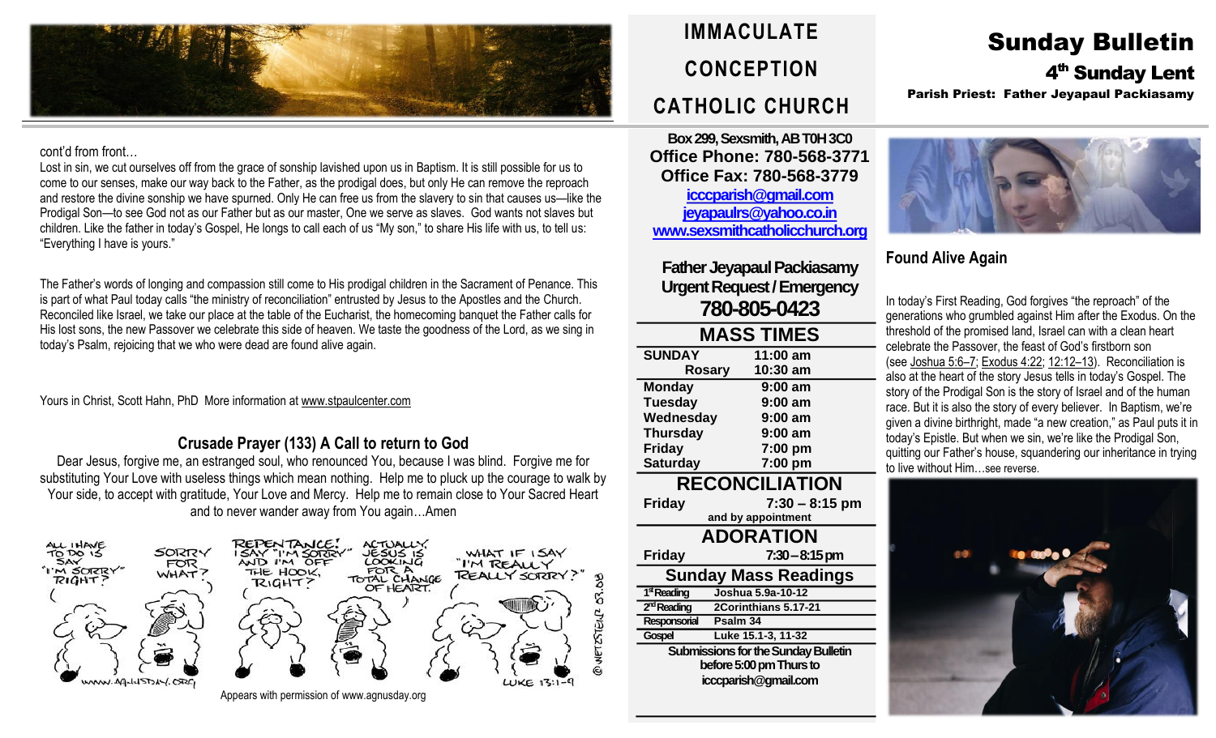# IMMACULATE CONCEPTION CATHOLIC CHURCH

# Sunday Bulletin

## 4th Sunday Lent

**Parish Priest: Father Jeyapaul Packiasamy**

cont'd from front…

Lost in sin, we cut ourselves off from the grace of sonship lavished upon us in Baptism. It is still possible for us to come to our senses, make our way back to the Father, as the prodigal does, but only He can remove the reproach and restore the divine sonship we have spurned. Only He can free us from the slavery to sin that causes us—like the Prodigal Son—to see God not as our Father but as our master, One we serve as slaves. God wants not slaves but children. Like the father in today's Gospel, He longs to call each of us "My son," to share His life with us, to tell us: "Everything I have is yours."

The Father's words of longing and compassion still come to His prodigal children in the Sacrament of Penance. This is part of what Paul today calls "the ministry of reconciliation" entrusted by Jesus to the Apostles and the Church. Reconciled like Israel, we take our place at the table of the Eucharist, the homecoming banquet the Father calls for His lost sons, the new Passover we celebrate this side of heaven. We taste the goodness of the Lord, as we sing in today's Psalm, rejoicing that we who were dead are found alive again.

Yours in Christ, Scott Hahn, PhD More information at www.stpaulcenter.com

### Crusade Prayer (133) A Call to return to God

Dear Jesus, forgive me, an estranged soul, who renounced You, because I was blind. Forgive me for substituting Your Love with useless things which mean nothing. Help me to pluck up the courage to walk by Your side, to accept with gratitude, Your Love and Mercy. Help me to remain close to Your Sacred Heart and to never wander away from You again…Amen

Appears with permission of www.agnusday.org

**Box 299, Sexsmith, AB T0H 3C0**
**Office Phone: 780-568-3771**
**Office Fax: 780-568-3779**
**icccparish@gmail.com**
**jeyapaulrs@yahoo.co.in**
**www.sexsmithcatholicchurch.org**

**Father Jeyapaul Packiasamy**
**Urgent Request / Emergency**
**780-805-0423**

| MASS TIMES | |
|---|---|
| SUNDAY | 11:00 am |
| Rosary | 10:30 am |
| Monday | 9:00 am |
| Tuesday | 9:00 am |
| Wednesday | 9:00 am |
| Thursday | 9:00 am |
| Friday | 7:00 pm |
| Saturday | 7:00 pm |

| RECONCILIATION | |
|---|---|
| Friday | 7:30 – 8:15 pm |
| and by appointment | |

| ADORATION | |
|---|---|
| Friday | 7:30 – 8:15 pm |

| Sunday Mass Readings | |
|---|---|
| 1st Reading | Joshua 5.9a-10-12 |
| 2nd Reading | 2Corinthians 5.17-21 |
| Responsorial | Psalm 34 |
| Gospel | Luke 15.1-3, 11-32 |

**Submissions for the Sunday Bulletin before 5:00 pm Thurs to icccparish@gmail.com**

### Found Alive Again

In today's First Reading, God forgives "the reproach" of the generations who grumbled against Him after the Exodus. On the threshold of the promised land, Israel can with a clean heart celebrate the Passover, the feast of God's firstborn son (see Joshua 5:6–7; Exodus 4:22; 12:12–13). Reconciliation is also at the heart of the story Jesus tells in today's Gospel. The story of the Prodigal Son is the story of Israel and of the human race. But it is also the story of every believer. In Baptism, we're given a divine birthright, made "a new creation," as Paul puts it in today's Epistle. But when we sin, we're like the Prodigal Son, quitting our Father's house, squandering our inheritance in trying to live without Him…see reverse.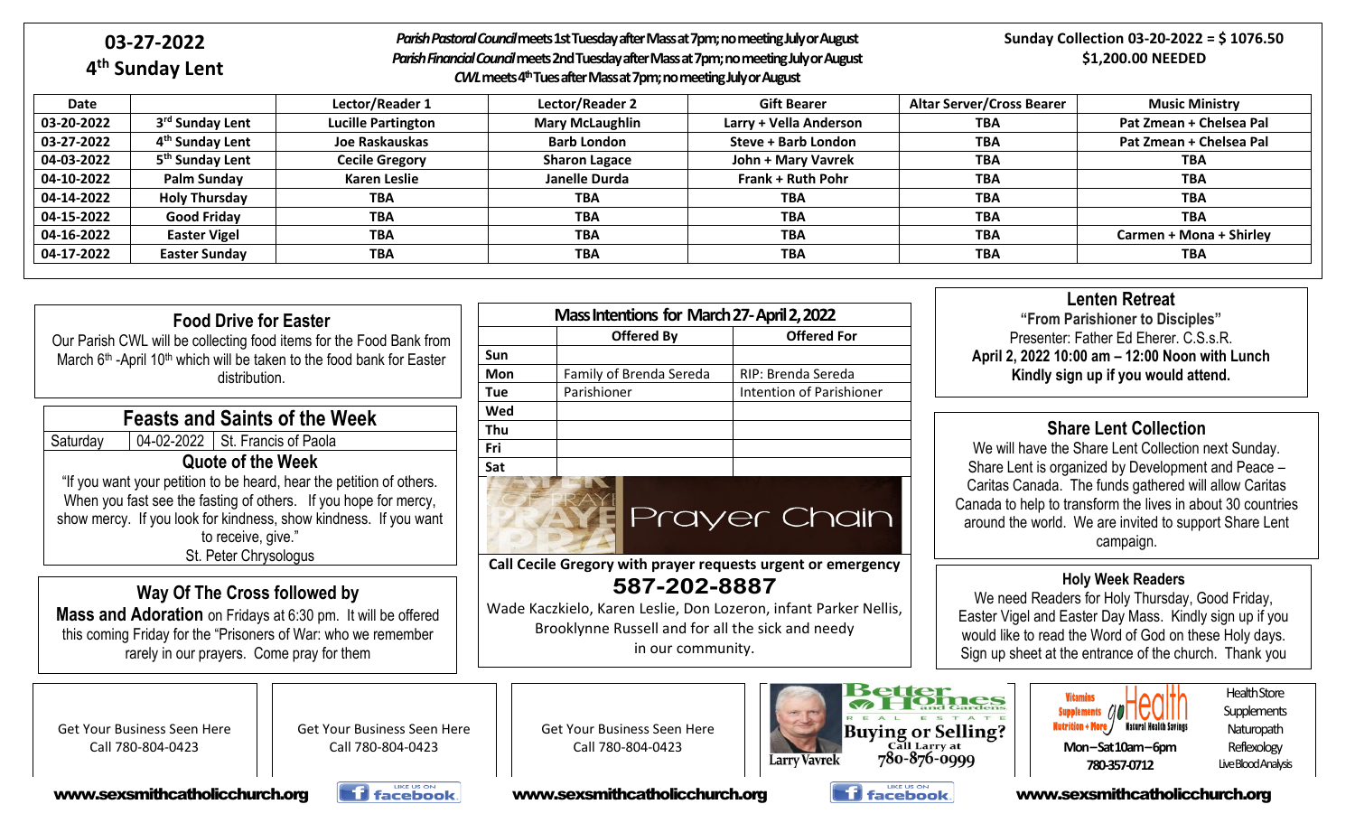**03-27-2022**
**4th Sunday Lent**

***Parish Pastoral Council*** **meets 1st Tuesday after Mass at 7pm; no meeting July or August**
***Parish Financial Council*** **meets 2nd Tuesday after Mass at 7pm; no meeting July or August**
***CWL*** **meets 4th Tues after Mass at 7pm; no meeting July or August**

**Sunday Collection 03-20-2022 = $ 1076.50**
**$1,200.00 NEEDED**

| Date | | Lector/Reader 1 | Lector/Reader 2 | Gift Bearer | Altar Server/Cross Bearer | Music Ministry |
|---|---|---|---|---|---|---|
| 03-20-2022 | 3rd Sunday Lent | Lucille Partington | Mary McLaughlin | Larry + Vella Anderson | TBA | Pat Zmean + Chelsea Pal |
| 03-27-2022 | 4th Sunday Lent | Joe Raskauskas | Barb London | Steve + Barb London | TBA | Pat Zmean + Chelsea Pal |
| 04-03-2022 | 5th Sunday Lent | Cecile Gregory | Sharon Lagace | John + Mary Vavrek | TBA | TBA |
| 04-10-2022 | Palm Sunday | Karen Leslie | Janelle Durda | Frank + Ruth Pohr | TBA | TBA |
| 04-14-2022 | Holy Thursday | TBA | TBA | TBA | TBA | TBA |
| 04-15-2022 | Good Friday | TBA | TBA | TBA | TBA | TBA |
| 04-16-2022 | Easter Vigel | TBA | TBA | TBA | TBA | Carmen + Mona + Shirley |
| 04-17-2022 | Easter Sunday | TBA | TBA | TBA | TBA | TBA |

## Food Drive for Easter

Our Parish CWL will be collecting food items for the Food Bank from March 6th -April 10th which will be taken to the food bank for Easter distribution.

## Feasts and Saints of the Week

| | | |
|---|---|---|
| Saturday | 04-02-2022 | St. Francis of Paola |

## Quote of the Week

"If you want your petition to be heard, hear the petition of others. When you fast see the fasting of others. If you hope for mercy, show mercy. If you look for kindness, show kindness. If you want to receive, give."
St. Peter Chrysologus

## Way Of The Cross followed by

**Mass and Adoration** on Fridays at 6:30 pm. It will be offered this coming Friday for the "Prisoners of War: who we remember rarely in our prayers. Come pray for them

## Mass Intentions for March 27-April 2, 2022

| | Offered By | Offered For |
|---|---|---|
| Sun | | |
| Mon | Family of Brenda Sereda | RIP: Brenda Sereda |
| Tue | Parishioner | Intention of Parishioner |
| Wed | | |
| Thu | | |
| Fri | | |
| Sat | | |

## Prayer Chain

**Call Cecile Gregory with prayer requests urgent or emergency**
**587-202-8887**

Wade Kaczkielo, Karen Leslie, Don Lozeron, infant Parker Nellis, Brooklynne Russell and for all the sick and needy in our community.

## Lenten Retreat

**"From Parishioner to Disciples"**
Presenter: Father Ed Eherer. C.S.s.R.
**April 2, 2022 10:00 am – 12:00 Noon with Lunch**
**Kindly sign up if you would attend.**

## Share Lent Collection

We will have the Share Lent Collection next Sunday. Share Lent is organized by Development and Peace – Caritas Canada. The funds gathered will allow Caritas Canada to help to transform the lives in about 30 countries around the world. We are invited to support Share Lent campaign.

## Holy Week Readers

We need Readers for Holy Thursday, Good Friday, Easter Vigel and Easter Day Mass. Kindly sign up if you would like to read the Word of God on these Holy days. Sign up sheet at the entrance of the church. Thank you

Get Your Business Seen Here
Call 780-804-0423

Get Your Business Seen Here
Call 780-804-0423

Get Your Business Seen Here
Call 780-804-0423

Better Homes and Gardens Real Estate
Buying or Selling? Call Larry at 780-876-0999
Larry Vavrek

Vitamins Supplements Nutrition + More — Health — Natural Health Savings
Mon – Sat 10am – 6pm
780-357-0712
Health Store
Supplements
Naturopath
Reflexology
Live Blood Analysis

www.sexsmithcatholicchurch.org — Like us on facebook — www.sexsmithcatholicchurch.org — Like us on facebook — www.sexsmithcatholicchurch.org